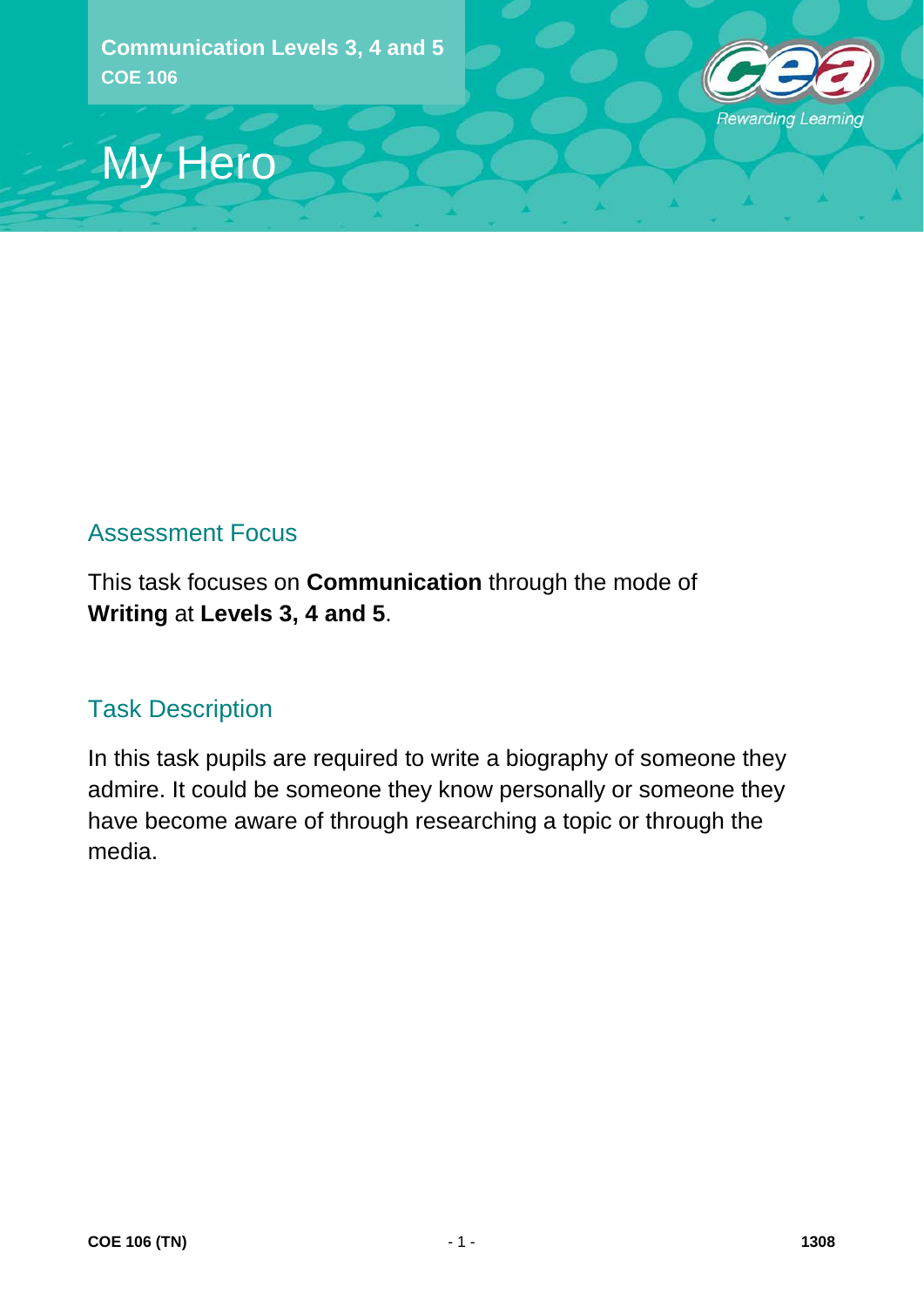**Communication Levels 3, 4 and 5**
**COE 106**

# My Hero

## Assessment Focus

This task focuses on **Communication** through the mode of **Writing** at **Levels 3, 4 and 5**.

## Task Description

In this task pupils are required to write a biography of someone they admire. It could be someone they know personally or someone they have become aware of through researching a topic or through the media.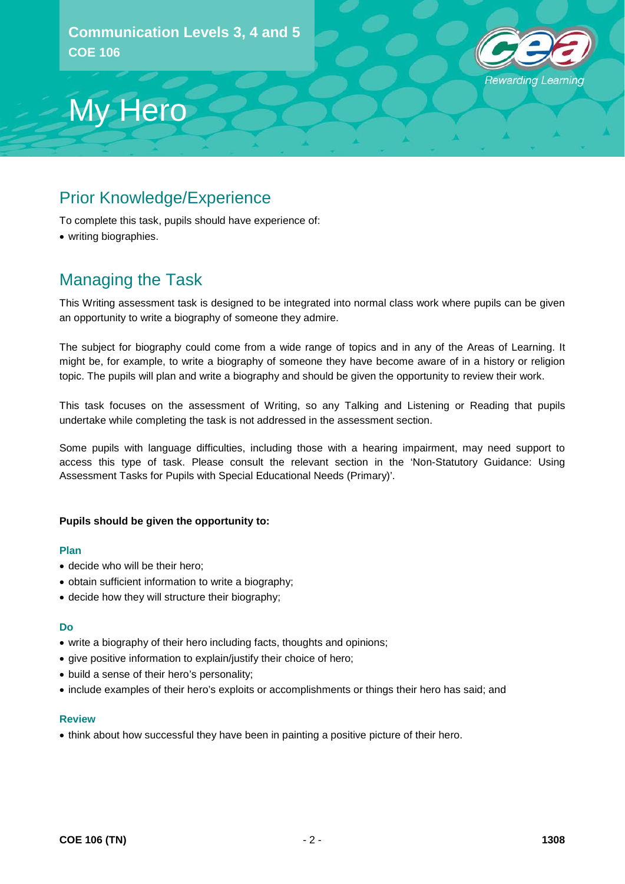Communication Levels 3, 4 and 5
COE 106

# My Hero

## Prior Knowledge/Experience

To complete this task, pupils should have experience of:

- writing biographies.

## Managing the Task

This Writing assessment task is designed to be integrated into normal class work where pupils can be given an opportunity to write a biography of someone they admire.

The subject for biography could come from a wide range of topics and in any of the Areas of Learning. It might be, for example, to write a biography of someone they have become aware of in a history or religion topic. The pupils will plan and write a biography and should be given the opportunity to review their work.

This task focuses on the assessment of Writing, so any Talking and Listening or Reading that pupils undertake while completing the task is not addressed in the assessment section.

Some pupils with language difficulties, including those with a hearing impairment, may need support to access this type of task. Please consult the relevant section in the 'Non-Statutory Guidance: Using Assessment Tasks for Pupils with Special Educational Needs (Primary)'.

**Pupils should be given the opportunity to:**

### Plan

- decide who will be their hero;
- obtain sufficient information to write a biography;
- decide how they will structure their biography;

### Do

- write a biography of their hero including facts, thoughts and opinions;
- give positive information to explain/justify their choice of hero;
- build a sense of their hero's personality;
- include examples of their hero's exploits or accomplishments or things their hero has said; and

### Review

- think about how successful they have been in painting a positive picture of their hero.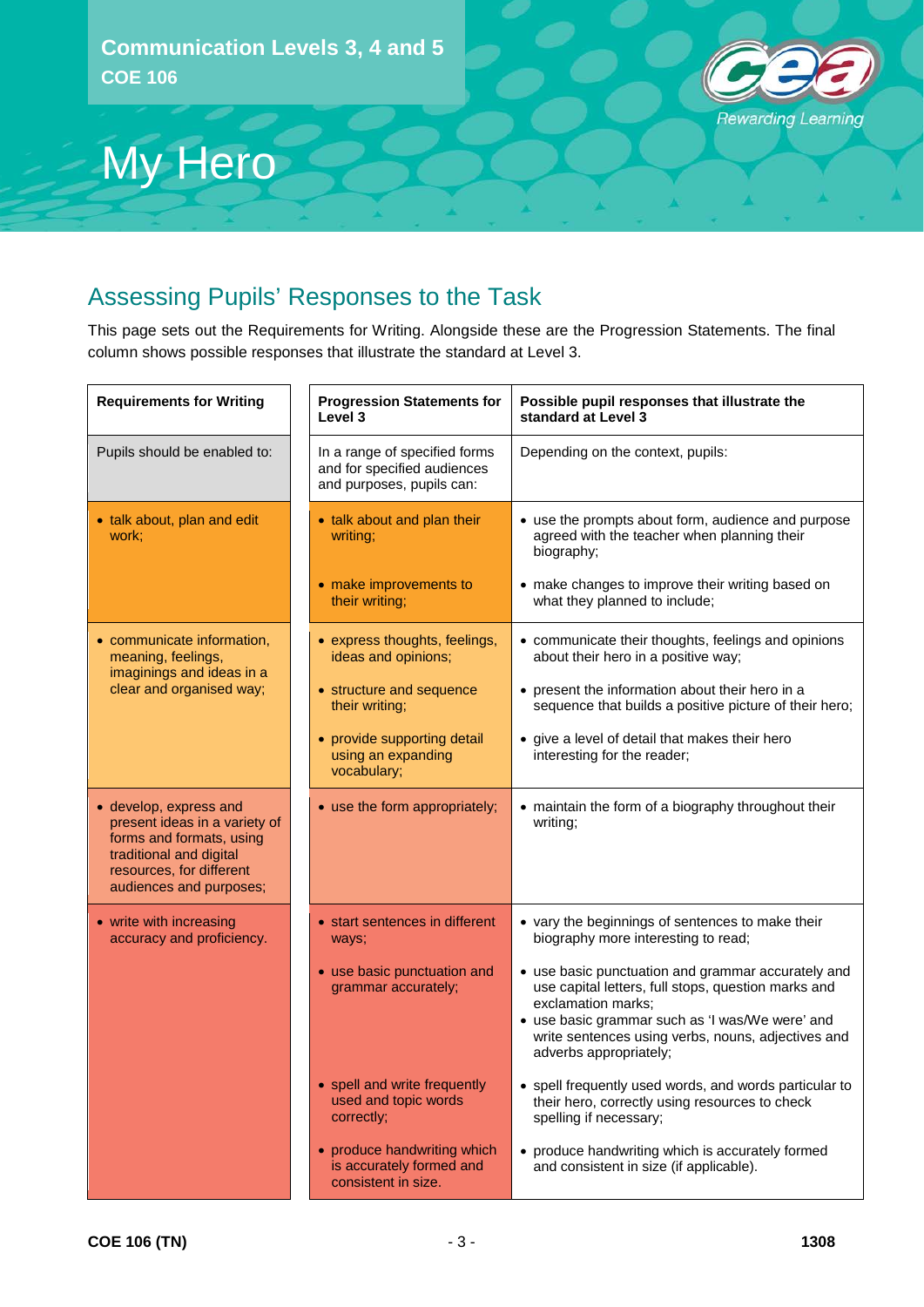Communication Levels 3, 4 and 5
COE 106

# My Hero

## Assessing Pupils' Responses to the Task

This page sets out the Requirements for Writing. Alongside these are the Progression Statements. The final column shows possible responses that illustrate the standard at Level 3.

| Requirements for Writing | Progression Statements for Level 3 | Possible pupil responses that illustrate the standard at Level 3 |
|---|---|---|
| Pupils should be enabled to: | In a range of specified forms and for specified audiences and purposes, pupils can: | Depending on the context, pupils: |
| • talk about, plan and edit work; | • talk about and plan their writing; | • use the prompts about form, audience and purpose agreed with the teacher when planning their biography; |
| | • make improvements to their writing; | • make changes to improve their writing based on what they planned to include; |
| • communicate information, meaning, feelings, imaginings and ideas in a clear and organised way; | • express thoughts, feelings, ideas and opinions; | • communicate their thoughts, feelings and opinions about their hero in a positive way; |
| | • structure and sequence their writing; | • present the information about their hero in a sequence that builds a positive picture of their hero; |
| | • provide supporting detail using an expanding vocabulary; | • give a level of detail that makes their hero interesting for the reader; |
| • develop, express and present ideas in a variety of forms and formats, using traditional and digital resources, for different audiences and purposes; | • use the form appropriately; | • maintain the form of a biography throughout their writing; |
| • write with increasing accuracy and proficiency. | • start sentences in different ways; | • vary the beginnings of sentences to make their biography more interesting to read; |
| | • use basic punctuation and grammar accurately; | • use basic punctuation and grammar accurately and use capital letters, full stops, question marks and exclamation marks;<br>• use basic grammar such as 'I was/We were' and write sentences using verbs, nouns, adjectives and adverbs appropriately; |
| | • spell and write frequently used and topic words correctly; | • spell frequently used words, and words particular to their hero, correctly using resources to check spelling if necessary; |
| | • produce handwriting which is accurately formed and consistent in size. | • produce handwriting which is accurately formed and consistent in size (if applicable). |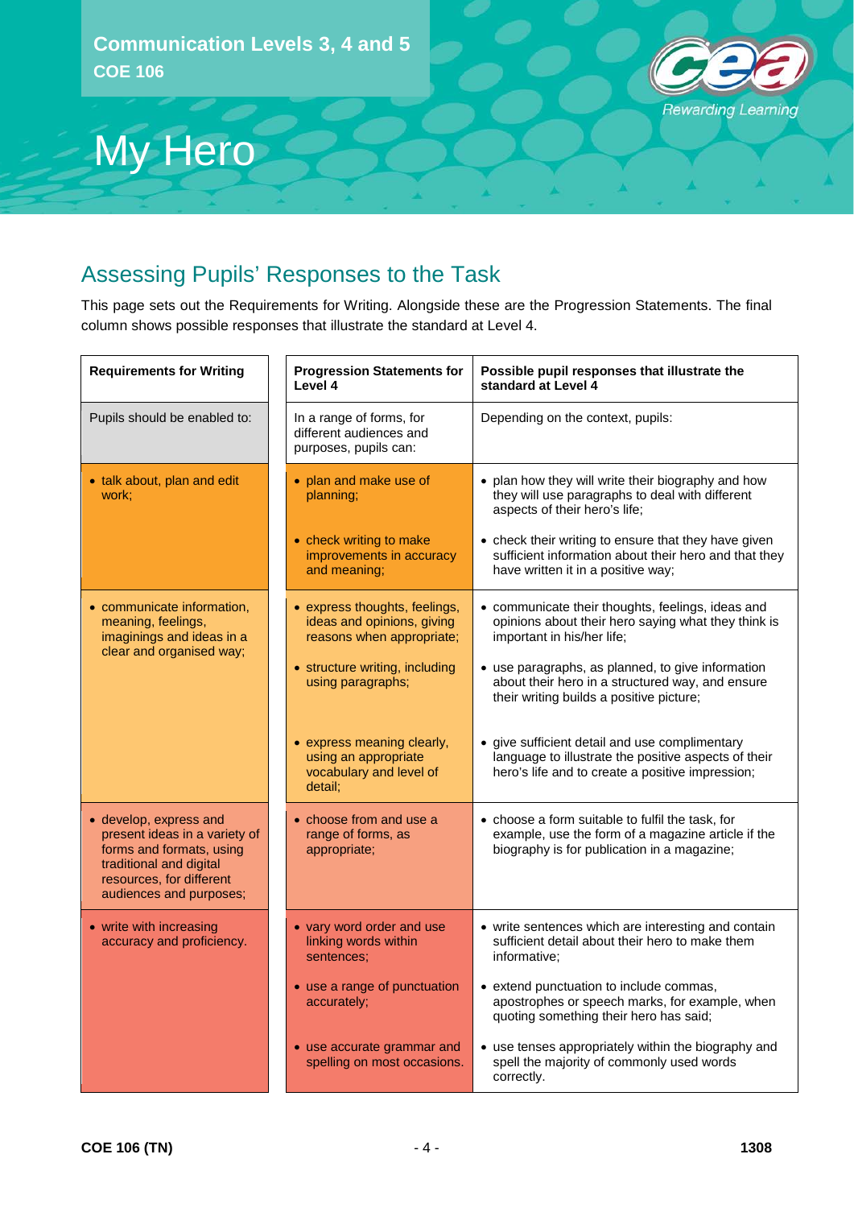Communication Levels 3, 4 and 5
COE 106

# My Hero

## Assessing Pupils' Responses to the Task

This page sets out the Requirements for Writing. Alongside these are the Progression Statements. The final column shows possible responses that illustrate the standard at Level 4.

| Requirements for Writing | Progression Statements for Level 4 | Possible pupil responses that illustrate the standard at Level 4 |
|---|---|---|
| Pupils should be enabled to: | In a range of forms, for different audiences and purposes, pupils can: | Depending on the context, pupils: |
| • talk about, plan and edit work; | • plan and make use of planning; | • plan how they will write their biography and how they will use paragraphs to deal with different aspects of their hero's life; |
| | • check writing to make improvements in accuracy and meaning; | • check their writing to ensure that they have given sufficient information about their hero and that they have written it in a positive way; |
| • communicate information, meaning, feelings, imaginings and ideas in a clear and organised way; | • express thoughts, feelings, ideas and opinions, giving reasons when appropriate; | • communicate their thoughts, feelings, ideas and opinions about their hero saying what they think is important in his/her life; |
| | • structure writing, including using paragraphs; | • use paragraphs, as planned, to give information about their hero in a structured way, and ensure their writing builds a positive picture; |
| | • express meaning clearly, using an appropriate vocabulary and level of detail; | • give sufficient detail and use complimentary language to illustrate the positive aspects of their hero's life and to create a positive impression; |
| • develop, express and present ideas in a variety of forms and formats, using traditional and digital resources, for different audiences and purposes; | • choose from and use a range of forms, as appropriate; | • choose a form suitable to fulfil the task, for example, use the form of a magazine article if the biography is for publication in a magazine; |
| • write with increasing accuracy and proficiency. | • vary word order and use linking words within sentences; | • write sentences which are interesting and contain sufficient detail about their hero to make them informative; |
| | • use a range of punctuation accurately; | • extend punctuation to include commas, apostrophes or speech marks, for example, when quoting something their hero has said; |
| | • use accurate grammar and spelling on most occasions. | • use tenses appropriately within the biography and spell the majority of commonly used words correctly. |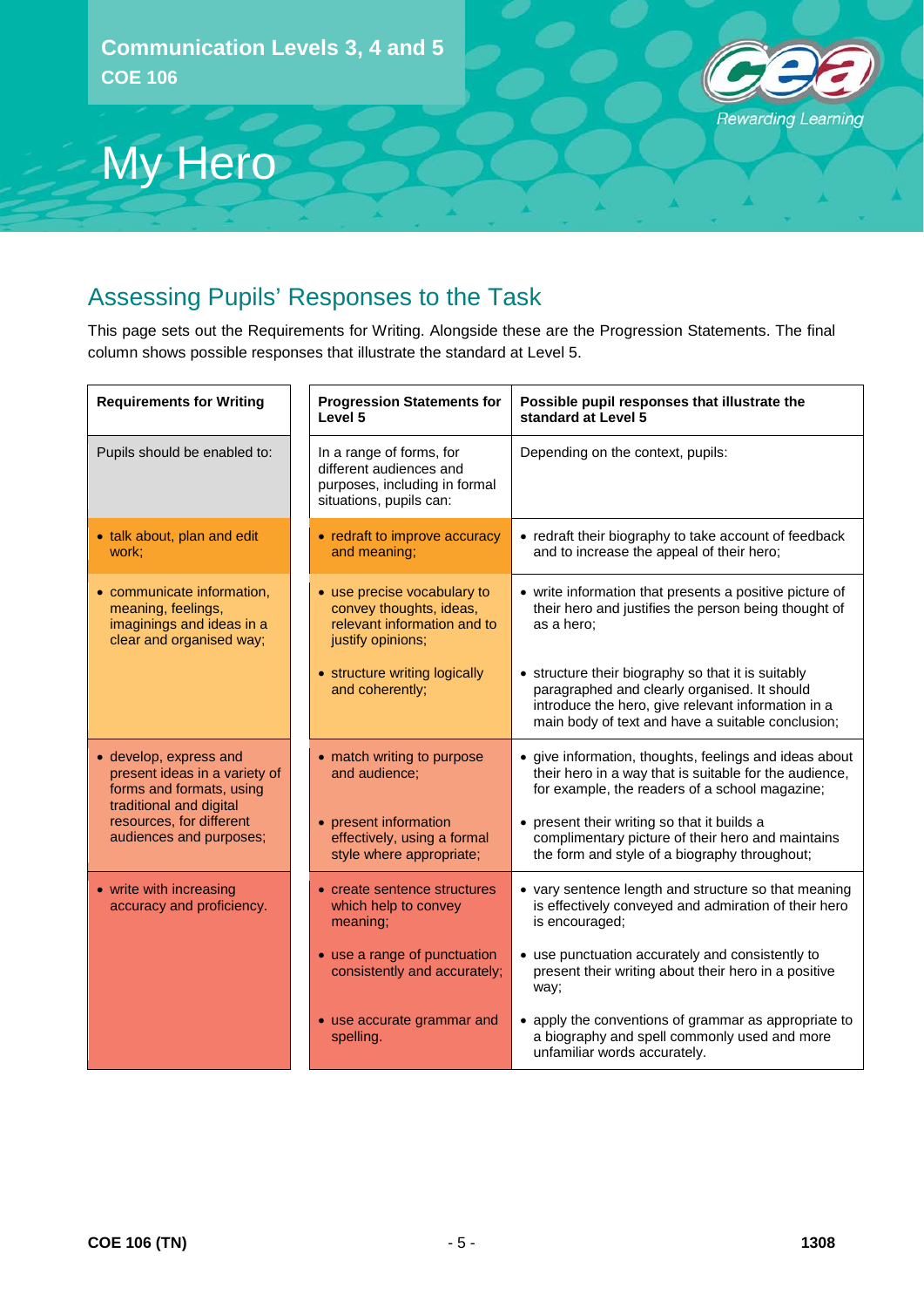Communication Levels 3, 4 and 5
COE 106

# My Hero

## Assessing Pupils' Responses to the Task

This page sets out the Requirements for Writing. Alongside these are the Progression Statements. The final column shows possible responses that illustrate the standard at Level 5.

| Requirements for Writing | Progression Statements for Level 5 | Possible pupil responses that illustrate the standard at Level 5 |
|---|---|---|
| Pupils should be enabled to: | In a range of forms, for different audiences and purposes, including in formal situations, pupils can: | Depending on the context, pupils: |
| • talk about, plan and edit work; | • redraft to improve accuracy and meaning; | • redraft their biography to take account of feedback and to increase the appeal of their hero; |
| • communicate information, meaning, feelings, imaginings and ideas in a clear and organised way; | • use precise vocabulary to convey thoughts, ideas, relevant information and to justify opinions; | • write information that presents a positive picture of their hero and justifies the person being thought of as a hero; |
| | • structure writing logically and coherently; | • structure their biography so that it is suitably paragraphed and clearly organised. It should introduce the hero, give relevant information in a main body of text and have a suitable conclusion; |
| • develop, express and present ideas in a variety of forms and formats, using traditional and digital resources, for different audiences and purposes; | • match writing to purpose and audience; | • give information, thoughts, feelings and ideas about their hero in a way that is suitable for the audience, for example, the readers of a school magazine; |
| | • present information effectively, using a formal style where appropriate; | • present their writing so that it builds a complimentary picture of their hero and maintains the form and style of a biography throughout; |
| • write with increasing accuracy and proficiency. | • create sentence structures which help to convey meaning; | • vary sentence length and structure so that meaning is effectively conveyed and admiration of their hero is encouraged; |
| | • use a range of punctuation consistently and accurately; | • use punctuation accurately and consistently to present their writing about their hero in a positive way; |
| | • use accurate grammar and spelling. | • apply the conventions of grammar as appropriate to a biography and spell commonly used and more unfamiliar words accurately. |